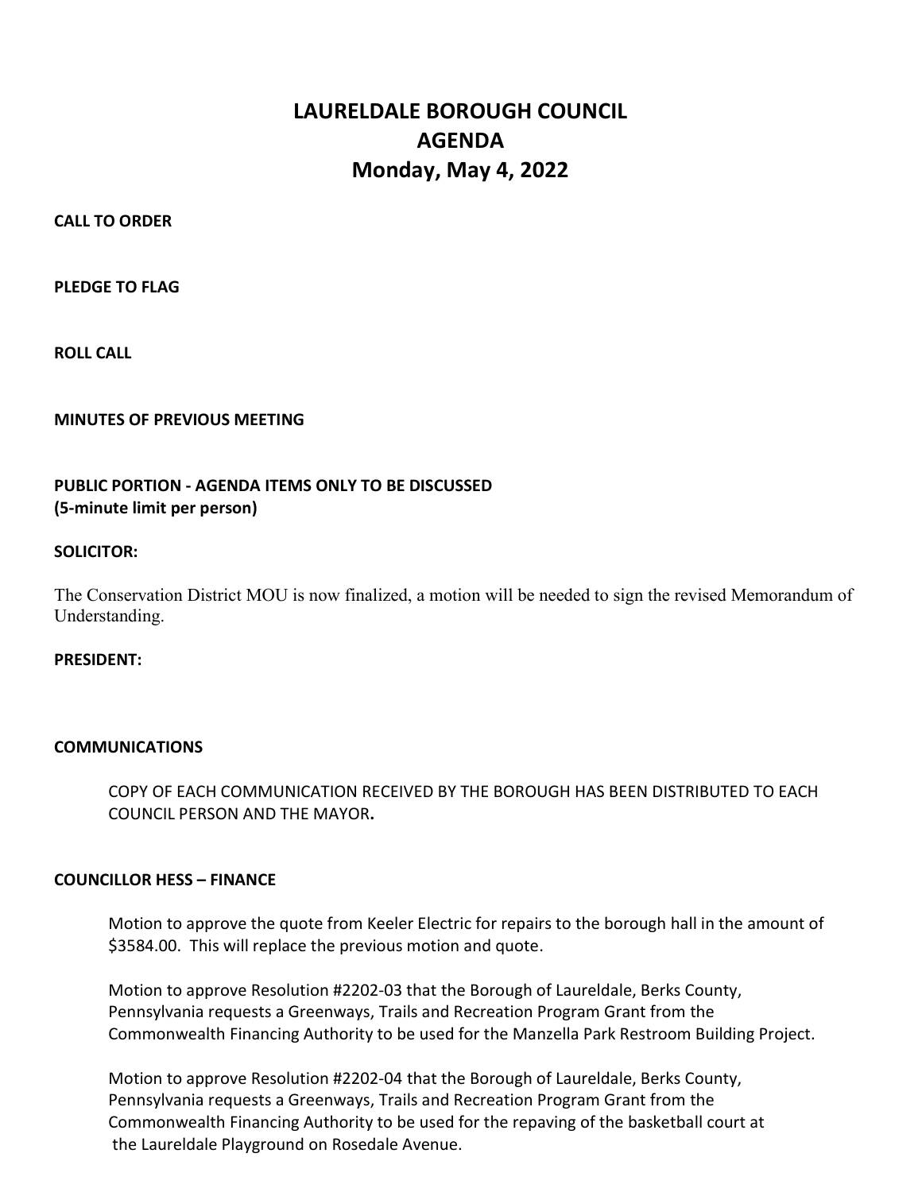# LAURELDALE BOROUGH COUNCIL
# AGENDA
# Monday, May 4, 2022

**CALL TO ORDER**

**PLEDGE TO FLAG**

**ROLL CALL**

**MINUTES OF PREVIOUS MEETING**

**PUBLIC PORTION - AGENDA ITEMS ONLY TO BE DISCUSSED**
**(5-minute limit per person)**

**SOLICITOR:**

The Conservation District MOU is now finalized, a motion will be needed to sign the revised Memorandum of Understanding.

**PRESIDENT:**

**COMMUNICATIONS**

COPY OF EACH COMMUNICATION RECEIVED BY THE BOROUGH HAS BEEN DISTRIBUTED TO EACH COUNCIL PERSON AND THE MAYOR**.**

**COUNCILLOR HESS – FINANCE**

Motion to approve the quote from Keeler Electric for repairs to the borough hall in the amount of $3584.00. This will replace the previous motion and quote.

Motion to approve Resolution #2202-03 that the Borough of Laureldale, Berks County, Pennsylvania requests a Greenways, Trails and Recreation Program Grant from the Commonwealth Financing Authority to be used for the Manzella Park Restroom Building Project.

Motion to approve Resolution #2202-04 that the Borough of Laureldale, Berks County, Pennsylvania requests a Greenways, Trails and Recreation Program Grant from the Commonwealth Financing Authority to be used for the repaving of the basketball court at the Laureldale Playground on Rosedale Avenue.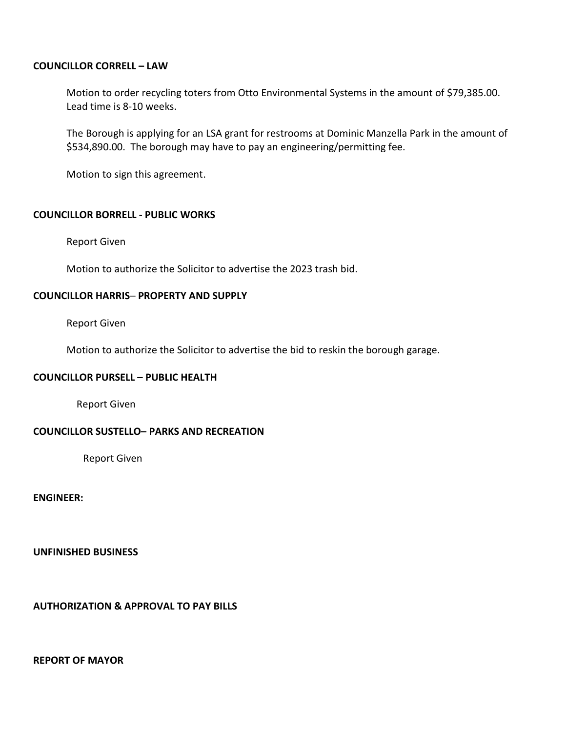**COUNCILLOR CORRELL – LAW**

Motion to order recycling toters from Otto Environmental Systems in the amount of $79,385.00. Lead time is 8-10 weeks.

The Borough is applying for an LSA grant for restrooms at Dominic Manzella Park in the amount of $534,890.00. The borough may have to pay an engineering/permitting fee.

Motion to sign this agreement.

**COUNCILLOR BORRELL - PUBLIC WORKS**

Report Given

Motion to authorize the Solicitor to advertise the 2023 trash bid.

**COUNCILLOR HARRIS– PROPERTY AND SUPPLY**

Report Given

Motion to authorize the Solicitor to advertise the bid to reskin the borough garage.

**COUNCILLOR PURSELL – PUBLIC HEALTH**

Report Given

**COUNCILLOR SUSTELLO– PARKS AND RECREATION**

Report Given

**ENGINEER:**

**UNFINISHED BUSINESS**

**AUTHORIZATION & APPROVAL TO PAY BILLS**

**REPORT OF MAYOR**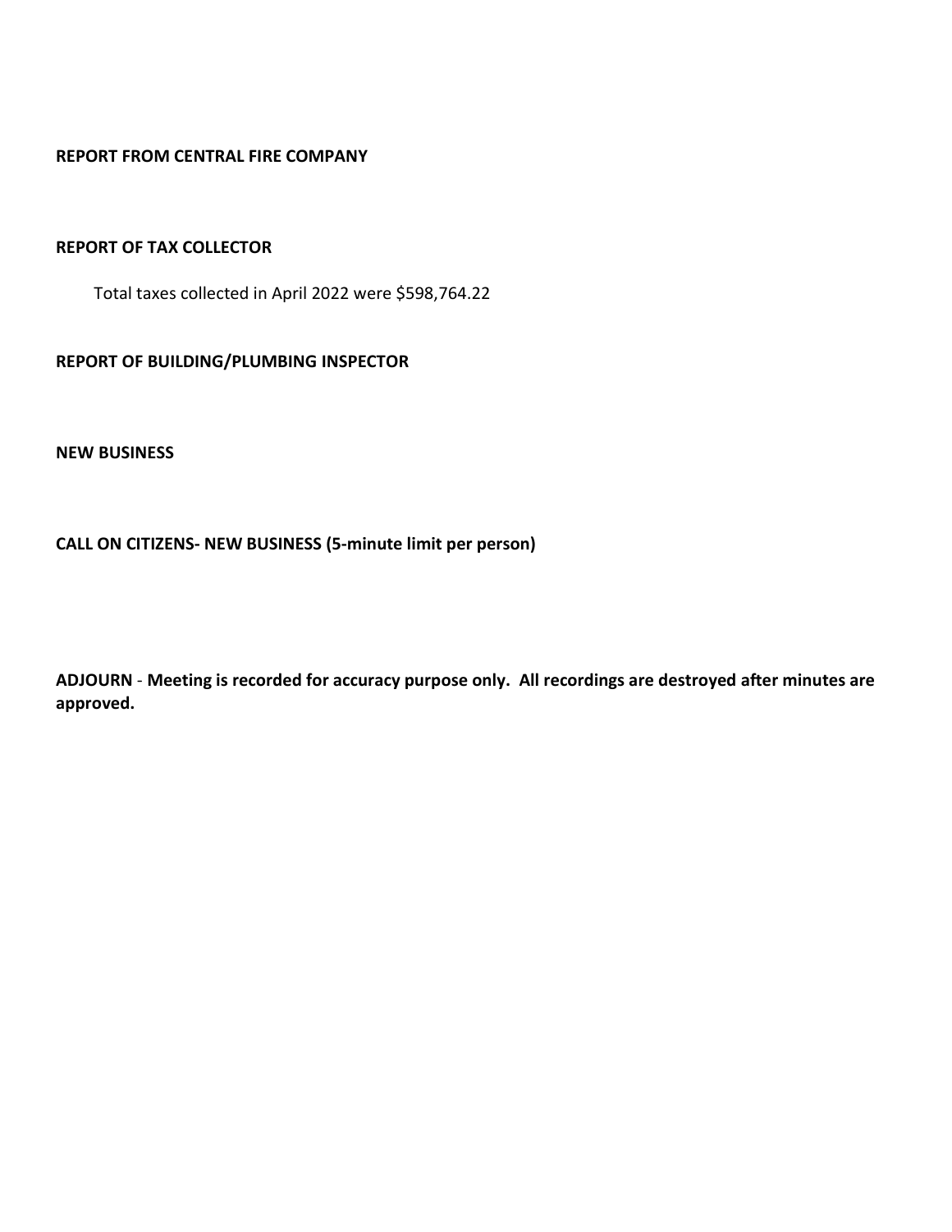**REPORT FROM CENTRAL FIRE COMPANY**

**REPORT OF TAX COLLECTOR**

Total taxes collected in April 2022 were $598,764.22

**REPORT OF BUILDING/PLUMBING INSPECTOR**

**NEW BUSINESS**

**CALL ON CITIZENS- NEW BUSINESS (5-minute limit per person)**

**ADJOURN** - **Meeting is recorded for accuracy purpose only. All recordings are destroyed after minutes are approved.**